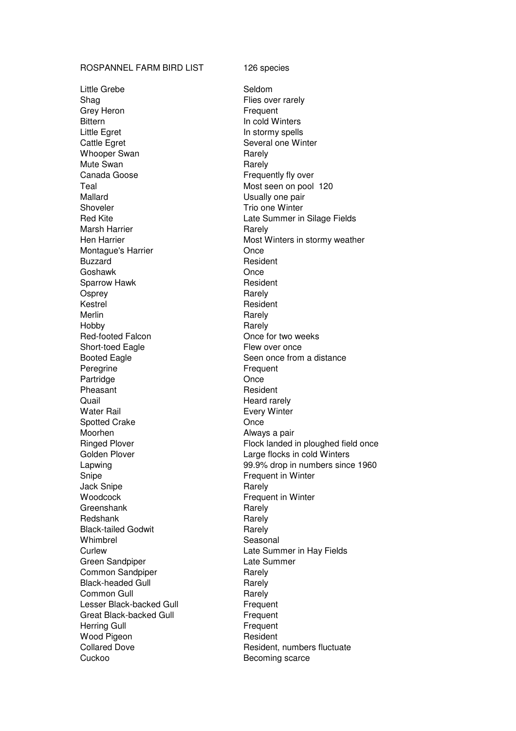# ROSPANNEL FARM BIRD LIST

126 species

| Species | Notes |
|---|---|
| Little Grebe | Seldom |
| Shag | Flies over rarely |
| Grey Heron | Frequent |
| Bittern | In cold Winters |
| Little Egret | In stormy spells |
| Cattle Egret | Several one Winter |
| Whooper Swan | Rarely |
| Mute Swan | Rarely |
| Canada Goose | Frequently fly over |
| Teal | Most seen on pool 120 |
| Mallard | Usually one pair |
| Shoveler | Trio one Winter |
| Red Kite | Late Summer in Silage Fields |
| Marsh Harrier | Rarely |
| Hen Harrier | Most Winters in stormy weather |
| Montague's Harrier | Once |
| Buzzard | Resident |
| Goshawk | Once |
| Sparrow Hawk | Resident |
| Osprey | Rarely |
| Kestrel | Resident |
| Merlin | Rarely |
| Hobby | Rarely |
| Red-footed Falcon | Once for two weeks |
| Short-toed Eagle | Flew over once |
| Booted Eagle | Seen once from a distance |
| Peregrine | Frequent |
| Partridge | Once |
| Pheasant | Resident |
| Quail | Heard rarely |
| Water Rail | Every Winter |
| Spotted Crake | Once |
| Moorhen | Always a pair |
| Ringed Plover | Flock landed in ploughed field once |
| Golden Plover | Large flocks in cold Winters |
| Lapwing | 99.9% drop in numbers since 1960 |
| Snipe | Frequent in Winter |
| Jack Snipe | Rarely |
| Woodcock | Frequent in Winter |
| Greenshank | Rarely |
| Redshank | Rarely |
| Black-tailed Godwit | Rarely |
| Whimbrel | Seasonal |
| Curlew | Late Summer in Hay Fields |
| Green Sandpiper | Late Summer |
| Common Sandpiper | Rarely |
| Black-headed Gull | Rarely |
| Common Gull | Rarely |
| Lesser Black-backed Gull | Frequent |
| Great Black-backed Gull | Frequent |
| Herring Gull | Frequent |
| Wood Pigeon | Resident |
| Collared Dove | Resident, numbers fluctuate |
| Cuckoo | Becoming scarce |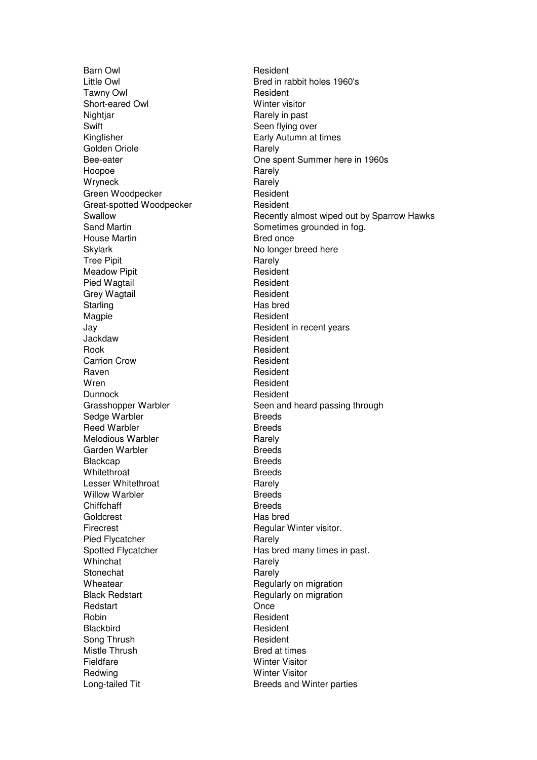| | |
|---|---|
| Barn Owl | Resident |
| Little Owl | Bred in rabbit holes 1960's |
| Tawny Owl | Resident |
| Short-eared Owl | Winter visitor |
| Nightjar | Rarely in past |
| Swift | Seen flying over |
| Kingfisher | Early Autumn at times |
| Golden Oriole | Rarely |
| Bee-eater | One spent Summer here in 1960s |
| Hoopoe | Rarely |
| Wryneck | Rarely |
| Green Woodpecker | Resident |
| Great-spotted Woodpecker | Resident |
| Swallow | Recently almost wiped out by Sparrow Hawks |
| Sand Martin | Sometimes grounded in fog. |
| House Martin | Bred once |
| Skylark | No longer breed here |
| Tree Pipit | Rarely |
| Meadow Pipit | Resident |
| Pied Wagtail | Resident |
| Grey Wagtail | Resident |
| Starling | Has bred |
| Magpie | Resident |
| Jay | Resident in recent years |
| Jackdaw | Resident |
| Rook | Resident |
| Carrion Crow | Resident |
| Raven | Resident |
| Wren | Resident |
| Dunnock | Resident |
| Grasshopper Warbler | Seen and heard passing through |
| Sedge Warbler | Breeds |
| Reed Warbler | Breeds |
| Melodious Warbler | Rarely |
| Garden Warbler | Breeds |
| Blackcap | Breeds |
| Whitethroat | Breeds |
| Lesser Whitethroat | Rarely |
| Willow Warbler | Breeds |
| Chiffchaff | Breeds |
| Goldcrest | Has bred |
| Firecrest | Regular Winter visitor. |
| Pied Flycatcher | Rarely |
| Spotted Flycatcher | Has bred many times in past. |
| Whinchat | Rarely |
| Stonechat | Rarely |
| Wheatear | Regularly on migration |
| Black Redstart | Regularly on migration |
| Redstart | Once |
| Robin | Resident |
| Blackbird | Resident |
| Song Thrush | Resident |
| Mistle Thrush | Bred at times |
| Fieldfare | Winter Visitor |
| Redwing | Winter Visitor |
| Long-tailed Tit | Breeds and Winter parties |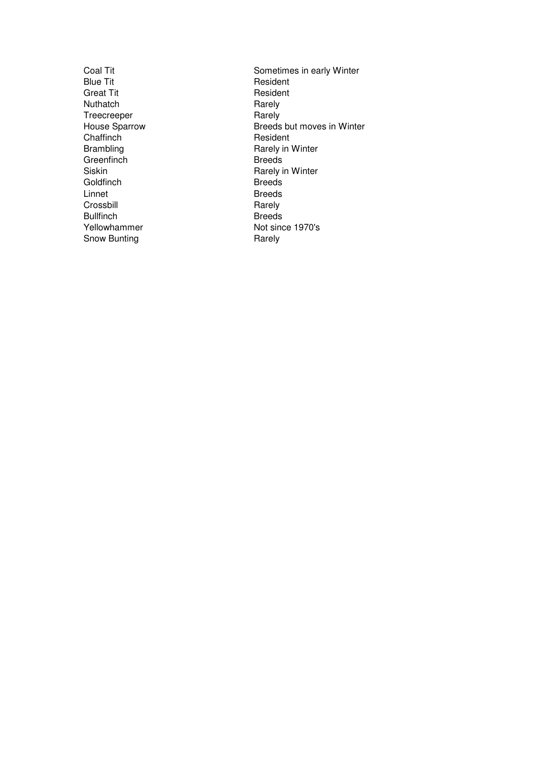| | |
|---|---|
| Coal Tit | Sometimes in early Winter |
| Blue Tit | Resident |
| Great Tit | Resident |
| Nuthatch | Rarely |
| Treecreeper | Rarely |
| House Sparrow | Breeds but moves in Winter |
| Chaffinch | Resident |
| Brambling | Rarely in Winter |
| Greenfinch | Breeds |
| Siskin | Rarely in Winter |
| Goldfinch | Breeds |
| Linnet | Breeds |
| Crossbill | Rarely |
| Bullfinch | Breeds |
| Yellowhammer | Not since 1970's |
| Snow Bunting | Rarely |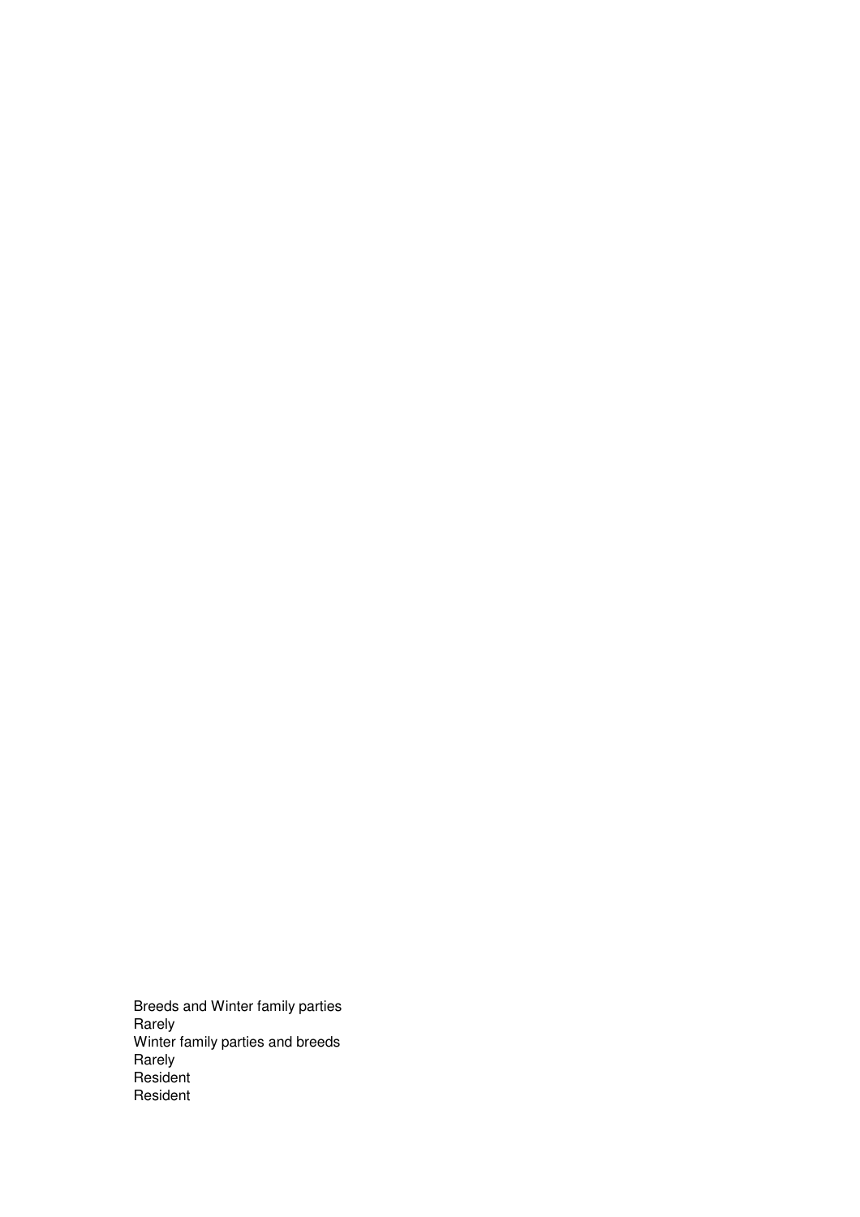Breeds and Winter family parties
Rarely
Winter family parties and breeds
Rarely
Resident
Resident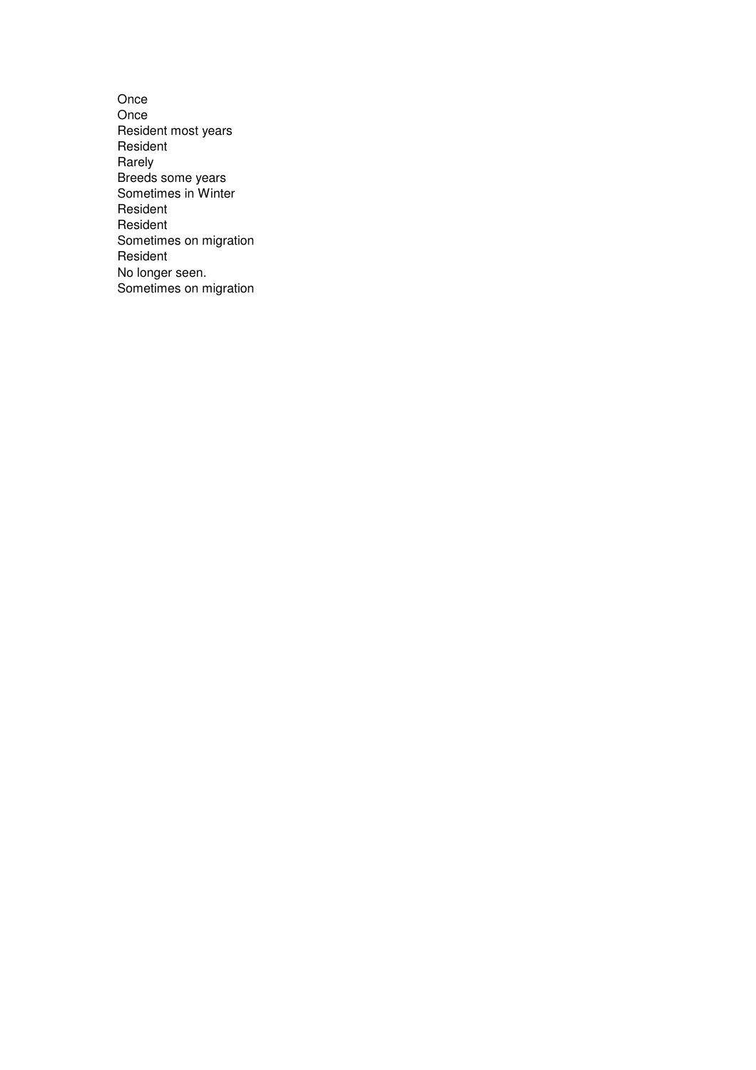Once
Once
Resident most years
Resident
Rarely
Breeds some years
Sometimes in Winter
Resident
Resident
Sometimes on migration
Resident
No longer seen.
Sometimes on migration